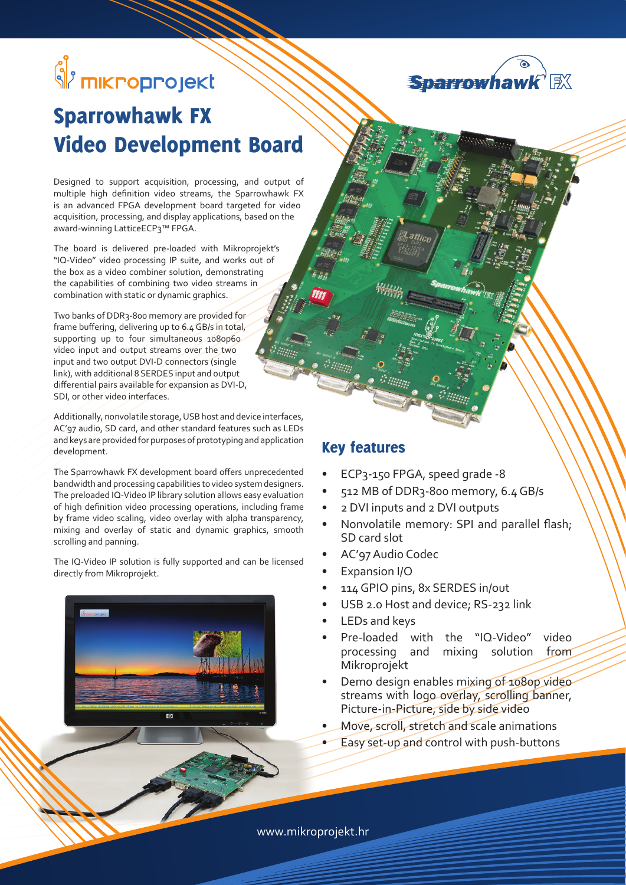# Sparrowhawk FX Video Development Board

Designed to support acquisition, processing, and output of multiple high definition video streams, the Sparrowhawk FX is an advanced FPGA development board targeted for video acquisition, processing, and display applications, based on the award-winning LatticeECP3™ FPGA.

The board is delivered pre-loaded with Mikroprojekt's "IQ-Video" video processing IP suite, and works out of the box as a video combiner solution, demonstrating the capabilities of combining two video streams in combination with static or dynamic graphics.

Two banks of DDR3-800 memory are provided for frame buffering, delivering up to 6.4 GB/s in total, supporting up to four simultaneous 1080p60 video input and output streams over the two input and two output DVI-D connectors (single link), with additional 8 SERDES input and output differential pairs available for expansion as DVI-D, SDI, or other video interfaces.

Additionally, nonvolatile storage, USB host and device interfaces, AC'97 audio, SD card, and other standard features such as LEDs and keys are provided for purposes of prototyping and application development.

The Sparrowhawk FX development board offers unprecedented bandwidth and processing capabilities to video system designers. The preloaded IQ-Video IP library solution allows easy evaluation of high definition video processing operations, including frame by frame video scaling, video overlay with alpha transparency, mixing and overlay of static and dynamic graphics, smooth scrolling and panning.

The IQ-Video IP solution is fully supported and can be licensed directly from Mikroprojekt.

## Key features

- ECP3-150 FPGA, speed grade -8
- 512 MB of DDR3-800 memory, 6.4 GB/s
- 2 DVI inputs and 2 DVI outputs
- Nonvolatile memory: SPI and parallel flash; SD card slot
- AC'97 Audio Codec
- Expansion I/O
- 114 GPIO pins, 8x SERDES in/out
- USB 2.0 Host and device; RS-232 link
- LEDs and keys
- Pre-loaded with the "IQ-Video" video processing and mixing solution from Mikroprojekt
- Demo design enables mixing of 1080p video streams with logo overlay, scrolling banner, Picture-in-Picture, side by side video
- Move, scroll, stretch and scale animations
- Easy set-up and control with push-buttons

www.mikroprojekt.hr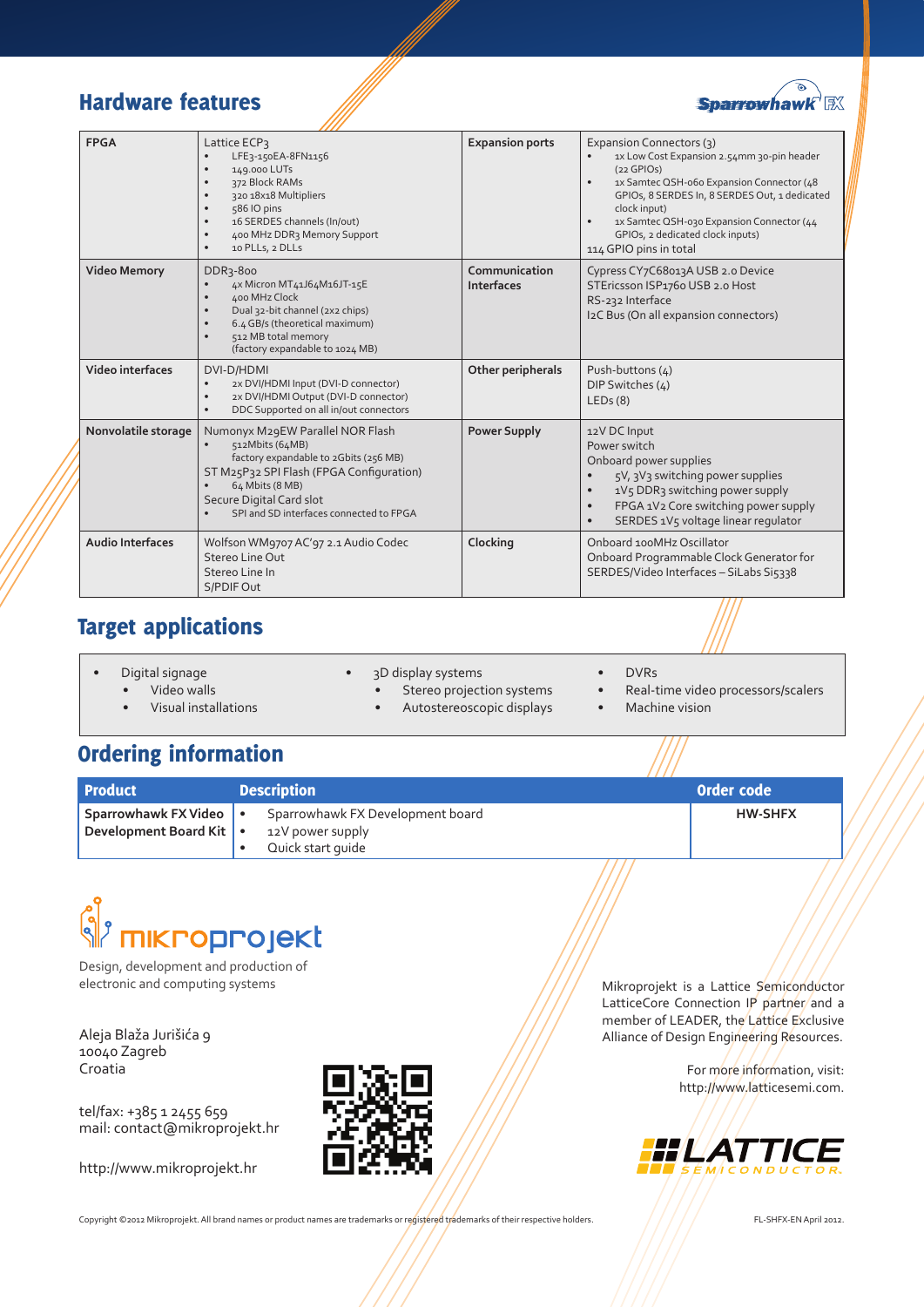## Hardware features

| | | | |
|---|---|---|---|
| **FPGA** | Lattice ECP3<br>• LFE3-150EA-8FN1156<br>• 149.000 LUTs<br>• 372 Block RAMs<br>• 320 18x18 Multipliers<br>• 586 IO pins<br>• 16 SERDES channels (In/out)<br>• 400 MHz DDR3 Memory Support<br>• 10 PLLs, 2 DLLs | **Expansion ports** | Expansion Connectors (3)<br>• 1x Low Cost Expansion 2.54mm 30-pin header (22 GPIOs)<br>• 1x Samtec QSH-060 Expansion Connector (48 GPIOs, 8 SERDES In, 8 SERDES Out, 1 dedicated clock input)<br>• 1x Samtec QSH-030 Expansion Connector (44 GPIOs, 2 dedicated clock inputs)<br>114 GPIO pins in total |
| **Video Memory** | DDR3-800<br>• 4x Micron MT41J64M16JT-15E<br>• 400 MHz Clock<br>• Dual 32-bit channel (2x2 chips)<br>• 6.4 GB/s (theoretical maximum)<br>• 512 MB total memory (factory expandable to 1024 MB) | **Communication Interfaces** | Cypress CY7C68013A USB 2.0 Device<br>STEricsson ISP1760 USB 2.0 Host<br>RS-232 Interface<br>I2C Bus (On all expansion connectors) |
| **Video interfaces** | DVI-D/HDMI<br>• 2x DVI/HDMI Input (DVI-D connector)<br>• 2x DVI/HDMI Output (DVI-D connector)<br>• DDC Supported on all in/out connectors | **Other peripherals** | Push-buttons (4)<br>DIP Switches (4)<br>LEDs (8) |
| **Nonvolatile storage** | Numonyx M29EW Parallel NOR Flash<br>• 512Mbits (64MB) factory expandable to 2Gbits (256 MB)<br>ST M25P32 SPI Flash (FPGA Configuration)<br>• 64 Mbits (8 MB)<br>Secure Digital Card slot<br>• SPI and SD interfaces connected to FPGA | **Power Supply** | 12V DC Input<br>Power switch<br>Onboard power supplies<br>• 5V, 3V3 switching power supplies<br>• 1V5 DDR3 switching power supply<br>• FPGA 1V2 Core switching power supply<br>• SERDES 1V5 voltage linear regulator |
| **Audio Interfaces** | Wolfson WM9707 AC'97 2.1 Audio Codec<br>Stereo Line Out<br>Stereo Line In<br>S/PDIF Out | **Clocking** | Onboard 100MHz Oscillator<br>Onboard Programmable Clock Generator for SERDES/Video Interfaces – SiLabs Si5338 |

## Target applications

- Digital signage
  - Video walls
  - Visual installations
- 3D display systems
  - Stereo projection systems
  - Autostereoscopic displays
- DVRs
- Real-time video processors/scalers
- Machine vision

## Ordering information

| Product | Description | Order code |
|---|---|---|
| **Sparrowhawk FX Video Development Board Kit** | • Sparrowhawk FX Development board<br>• 12V power supply<br>• Quick start guide | **HW-SHFX** |

mikroprojekt

Design, development and production of electronic and computing systems

Aleja Blaža Jurišića 9
10040 Zagreb
Croatia

tel/fax: +385 1 2455 659
mail: contact@mikroprojekt.hr

http://www.mikroprojekt.hr

Mikroprojekt is a Lattice Semiconductor LatticeCore Connection IP partner and a member of LEADER, the Lattice Exclusive Alliance of Design Engineering Resources.

For more information, visit:
http://www.latticesemi.com.

Copyright ©2012 Mikroprojekt. All brand names or product names are trademarks or registered trademarks of their respective holders.

FL-SHFX-EN April 2012.